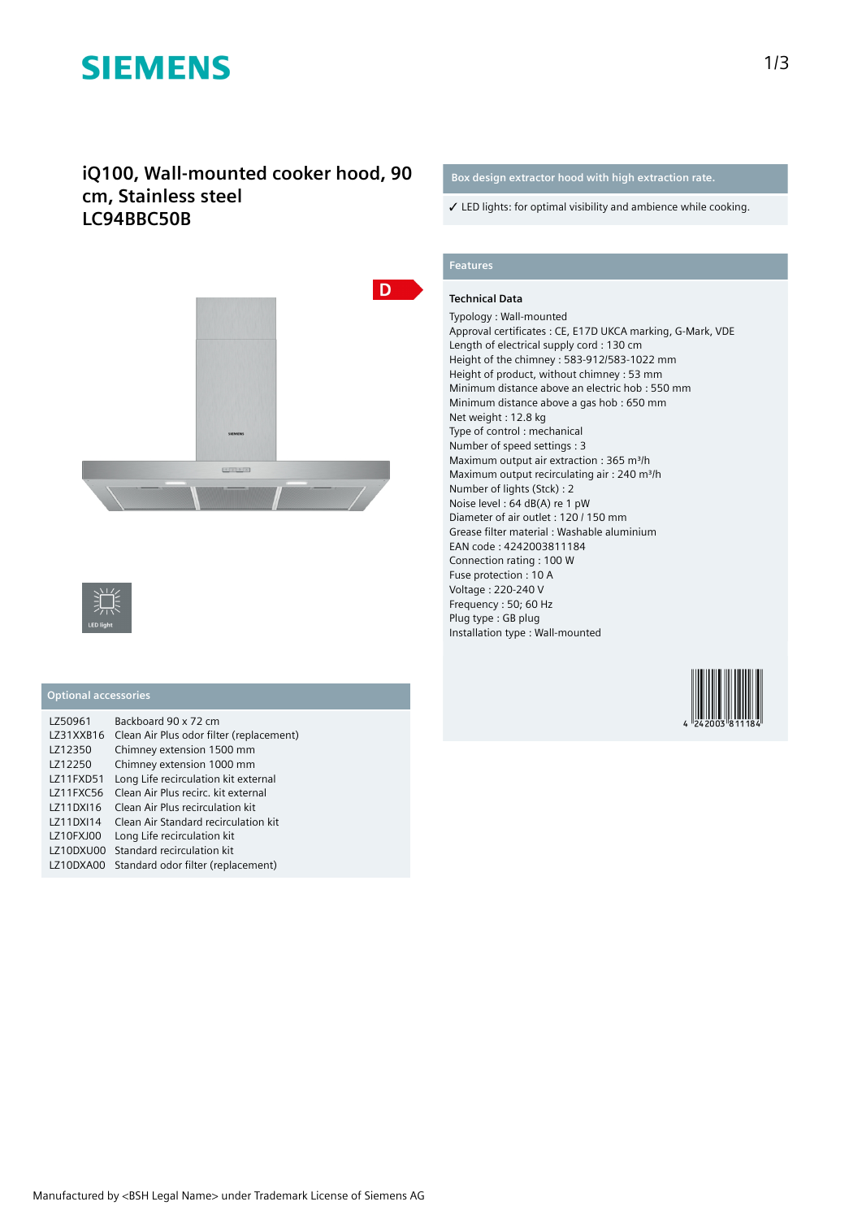# iQ100, Wall-mounted cooker hood, 90 cm, Stainless steel
## LC94BBC50B

D

LED light

## Optional accessories

| | |
|---|---|
| LZ50961 | Backboard 90 x 72 cm |
| LZ31XXB16 | Clean Air Plus odor filter (replacement) |
| LZ12350 | Chimney extension 1500 mm |
| LZ12250 | Chimney extension 1000 mm |
| LZ11FXD51 | Long Life recirculation kit external |
| LZ11FXC56 | Clean Air Plus recirc. kit external |
| LZ11DXI16 | Clean Air Plus recirculation kit |
| LZ11DXI14 | Clean Air Standard recirculation kit |
| LZ10FXJ00 | Long Life recirculation kit |
| LZ10DXU00 | Standard recirculation kit |
| LZ10DXA00 | Standard odor filter (replacement) |

**Box design extractor hood with high extraction rate.**

✓ LED lights: for optimal visibility and ambience while cooking.

## Features

### Technical Data

Typology : Wall-mounted
Approval certificates : CE, E17D UKCA marking, G-Mark, VDE
Length of electrical supply cord : 130 cm
Height of the chimney : 583-912/583-1022 mm
Height of product, without chimney : 53 mm
Minimum distance above an electric hob : 550 mm
Minimum distance above a gas hob : 650 mm
Net weight : 12.8 kg
Type of control : mechanical
Number of speed settings : 3
Maximum output air extraction : 365 m³/h
Maximum output recirculating air : 240 m³/h
Number of lights (Stck) : 2
Noise level : 64 dB(A) re 1 pW
Diameter of air outlet : 120 / 150 mm
Grease filter material : Washable aluminium
EAN code : 4242003811184
Connection rating : 100 W
Fuse protection : 10 A
Voltage : 220-240 V
Frequency : 50; 60 Hz
Plug type : GB plug
Installation type : Wall-mounted

4 242003 811184

Manufactured by <BSH Legal Name> under Trademark License of Siemens AG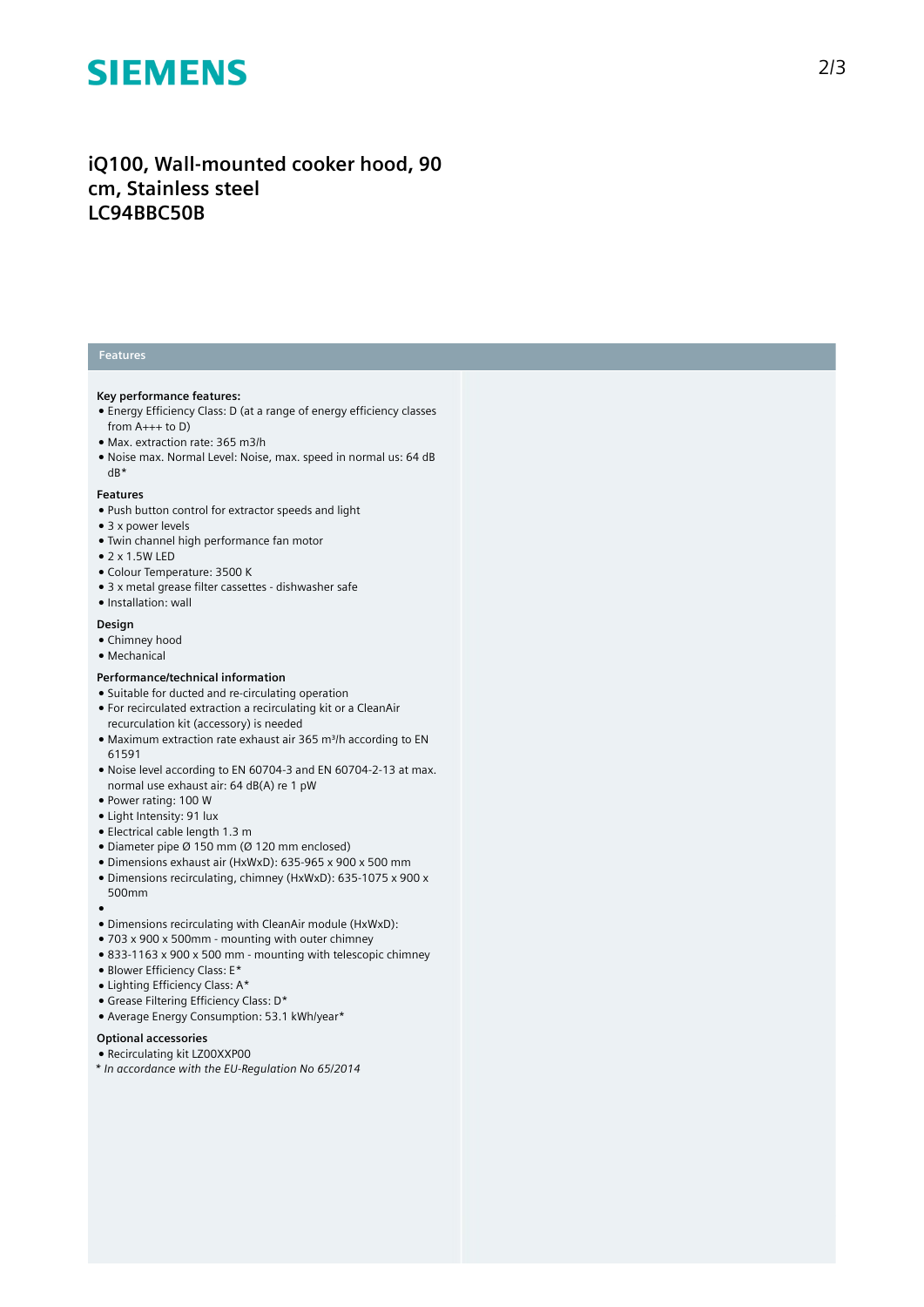# SIEMENS

## iQ100, Wall-mounted cooker hood, 90 cm, Stainless steel
## LC94BBC50B

### Features

**Key performance features:**

- Energy Efficiency Class: D (at a range of energy efficiency classes from A+++ to D)
- Max. extraction rate: 365 m3/h
- Noise max. Normal Level: Noise, max. speed in normal us: 64 dB dB*

**Features**

- Push button control for extractor speeds and light
- 3 x power levels
- Twin channel high performance fan motor
- 2 x 1.5W LED
- Colour Temperature: 3500 K
- 3 x metal grease filter cassettes - dishwasher safe
- Installation: wall

**Design**

- Chimney hood
- Mechanical

**Performance/technical information**

- Suitable for ducted and re-circulating operation
- For recirculated extraction a recirculating kit or a CleanAir recurculation kit (accessory) is needed
- Maximum extraction rate exhaust air 365 m³/h according to EN 61591
- Noise level according to EN 60704-3 and EN 60704-2-13 at max. normal use exhaust air: 64 dB(A) re 1 pW
- Power rating: 100 W
- Light Intensity: 91 lux
- Electrical cable length 1.3 m
- Diameter pipe Ø 150 mm (Ø 120 mm enclosed)
- Dimensions exhaust air (HxWxD): 635-965 x 900 x 500 mm
- Dimensions recirculating, chimney (HxWxD): 635-1075 x 900 x 500mm
- 
- Dimensions recirculating with CleanAir module (HxWxD):
- 703 x 900 x 500mm - mounting with outer chimney
- 833-1163 x 900 x 500 mm - mounting with telescopic chimney
- Blower Efficiency Class: E*
- Lighting Efficiency Class: A*
- Grease Filtering Efficiency Class: D*
- Average Energy Consumption: 53.1 kWh/year*

**Optional accessories**

- Recirculating kit LZ00XXP00

*\* In accordance with the EU-Regulation No 65/2014*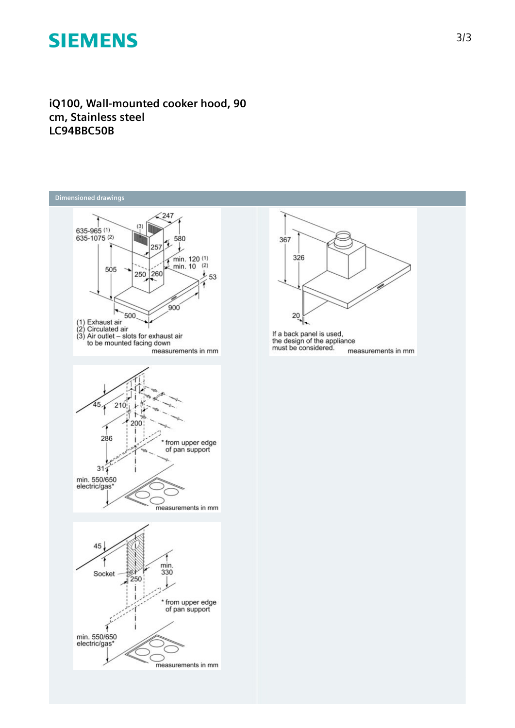# iQ100, Wall-mounted cooker hood, 90 cm, Stainless steel
# LC94BBC50B

## Dimensioned drawings

247
(3)
635-965 (1)
635-1075 (2)
580
257
min. 120 (1)
min. 10 (2)
505
250
260
53
900
500
(1) Exhaust air
(2) Circulated air
(3) Air outlet – slots for exhaust air
to be mounted facing down
measurements in mm

367
326
20
If a back panel is used, the design of the appliance must be considered.
measurements in mm

45
210
200
286
31
min. 550/650 electric/gas*
* from upper edge of pan support
measurements in mm

45
Socket
250
min. 330
* from upper edge of pan support
min. 550/650 electric/gas*
measurements in mm